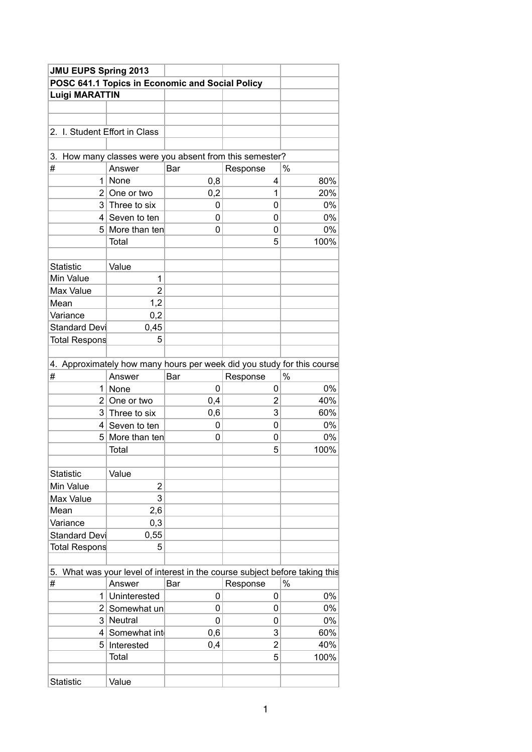**JMU EUPS Spring 2013**

**POSC 641.1 Topics in Economic and Social Policy**

**Luigi MARATTIN**

2. I. Student Effort in Class

3. How many classes were you absent from this semester?

| # | Answer | Bar | Response | % |
|---|---|---|---|---|
| 1 | None | 0,8 | 4 | 80% |
| 2 | One or two | 0,2 | 1 | 20% |
| 3 | Three to six | 0 | 0 | 0% |
| 4 | Seven to ten | 0 | 0 | 0% |
| 5 | More than ten | 0 | 0 | 0% |
| | Total | | 5 | 100% |

| Statistic | Value |
|---|---|
| Min Value | 1 |
| Max Value | 2 |
| Mean | 1,2 |
| Variance | 0,2 |
| Standard Devi | 0,45 |
| Total Respons | 5 |

4. Approximately how many hours per week did you study for this course

| # | Answer | Bar | Response | % |
|---|---|---|---|---|
| 1 | None | 0 | 0 | 0% |
| 2 | One or two | 0,4 | 2 | 40% |
| 3 | Three to six | 0,6 | 3 | 60% |
| 4 | Seven to ten | 0 | 0 | 0% |
| 5 | More than ten | 0 | 0 | 0% |
| | Total | | 5 | 100% |

| Statistic | Value |
|---|---|
| Min Value | 2 |
| Max Value | 3 |
| Mean | 2,6 |
| Variance | 0,3 |
| Standard Devi | 0,55 |
| Total Respons | 5 |

5. What was your level of interest in the course subject before taking this

| # | Answer | Bar | Response | % |
|---|---|---|---|---|
| 1 | Uninterested | 0 | 0 | 0% |
| 2 | Somewhat un | 0 | 0 | 0% |
| 3 | Neutral | 0 | 0 | 0% |
| 4 | Somewhat int | 0,6 | 3 | 60% |
| 5 | Interested | 0,4 | 2 | 40% |
| | Total | | 5 | 100% |

| Statistic | Value |
|---|---|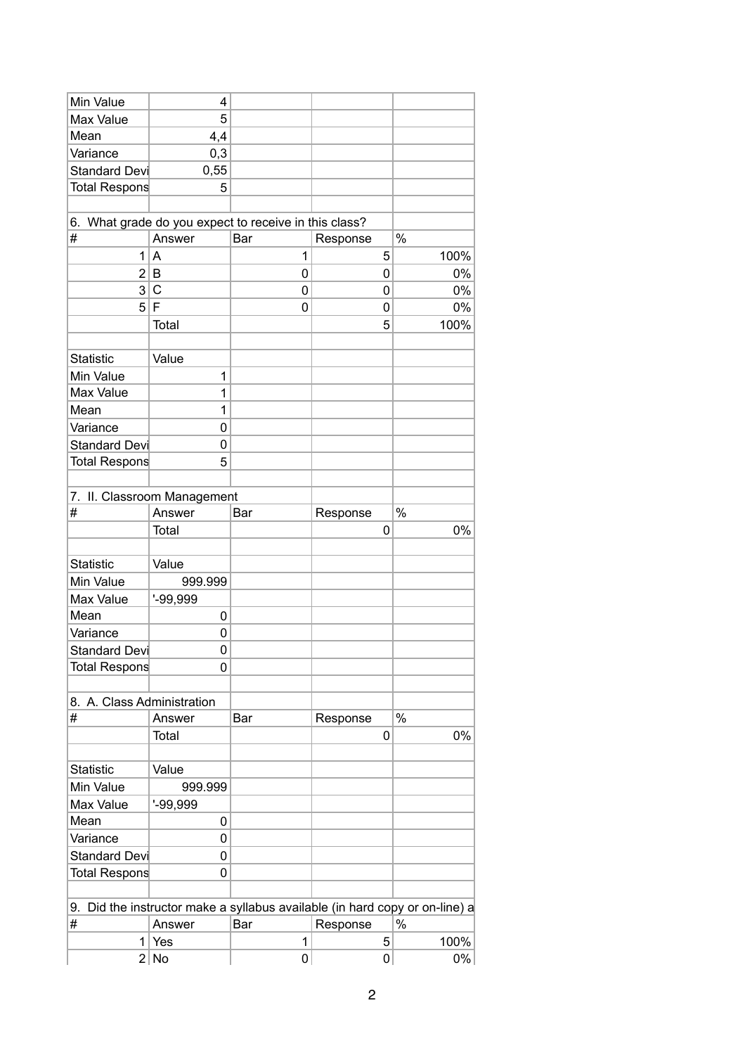| | | | | |
|---|---|---|---|---|
| Min Value | 4 | | | |
| Max Value | 5 | | | |
| Mean | 4,4 | | | |
| Variance | 0,3 | | | |
| Standard Devi | 0,55 | | | |
| Total Respons | 5 | | | |
| | | | | |
| 6. What grade do you expect to receive in this class? | | | | |
| # | Answer | Bar | Response | % |
| 1 | A | 1 | 5 | 100% |
| 2 | B | 0 | 0 | 0% |
| 3 | C | 0 | 0 | 0% |
| 5 | F | 0 | 0 | 0% |
| | Total | | 5 | 100% |
| | | | | |
| Statistic | Value | | | |
| Min Value | 1 | | | |
| Max Value | 1 | | | |
| Mean | 1 | | | |
| Variance | 0 | | | |
| Standard Devi | 0 | | | |
| Total Respons | 5 | | | |
| | | | | |
| 7. II. Classroom Management | | | | |
| # | Answer | Bar | Response | % |
| | Total | | 0 | 0% |
| | | | | |
| Statistic | Value | | | |
| Min Value | 999.999 | | | |
| Max Value | '-99,999 | | | |
| Mean | 0 | | | |
| Variance | 0 | | | |
| Standard Devi | 0 | | | |
| Total Respons | 0 | | | |
| | | | | |
| 8. A. Class Administration | | | | |
| # | Answer | Bar | Response | % |
| | Total | | 0 | 0% |
| | | | | |
| Statistic | Value | | | |
| Min Value | 999.999 | | | |
| Max Value | '-99,999 | | | |
| Mean | 0 | | | |
| Variance | 0 | | | |
| Standard Devi | 0 | | | |
| Total Respons | 0 | | | |
| | | | | |
| 9. Did the instructor make a syllabus available (in hard copy or on-line) a | | | | |
| # | Answer | Bar | Response | % |
| 1 | Yes | 1 | 5 | 100% |
| 2 | No | 0 | 0 | 0% |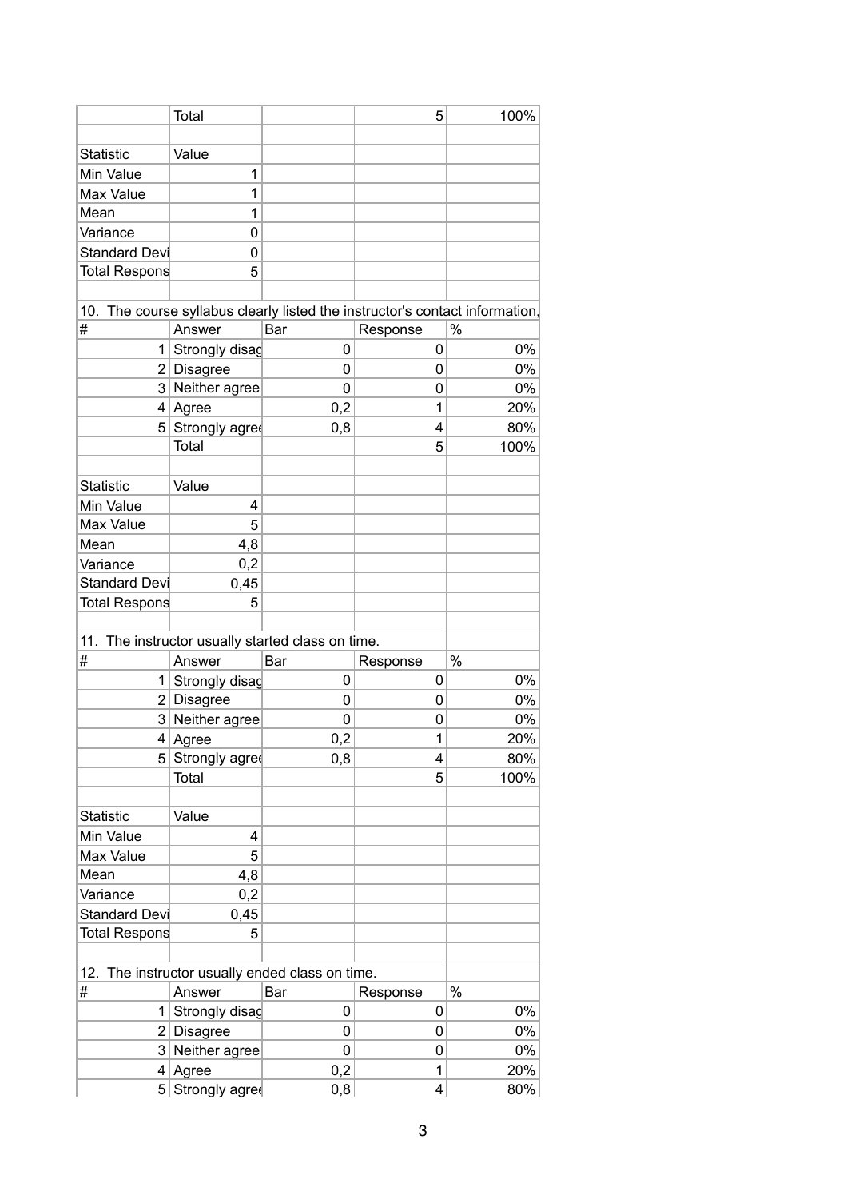| | Total | | 5 | 100% |
|---|---|---|---|---|

| Statistic | Value |
|---|---|
| Min Value | 1 |
| Max Value | 1 |
| Mean | 1 |
| Variance | 0 |
| Standard Devi | 0 |
| Total Respons | 5 |

10. The course syllabus clearly listed the instructor's contact information,

| # | Answer | Bar | Response | % |
|---|---|---|---|---|
| 1 | Strongly disag | 0 | 0 | 0% |
| 2 | Disagree | 0 | 0 | 0% |
| 3 | Neither agree | 0 | 0 | 0% |
| 4 | Agree | 0,2 | 1 | 20% |
| 5 | Strongly agree | 0,8 | 4 | 80% |
| | Total | | 5 | 100% |

| Statistic | Value |
|---|---|
| Min Value | 4 |
| Max Value | 5 |
| Mean | 4,8 |
| Variance | 0,2 |
| Standard Devi | 0,45 |
| Total Respons | 5 |

11. The instructor usually started class on time.

| # | Answer | Bar | Response | % |
|---|---|---|---|---|
| 1 | Strongly disag | 0 | 0 | 0% |
| 2 | Disagree | 0 | 0 | 0% |
| 3 | Neither agree | 0 | 0 | 0% |
| 4 | Agree | 0,2 | 1 | 20% |
| 5 | Strongly agree | 0,8 | 4 | 80% |
| | Total | | 5 | 100% |

| Statistic | Value |
|---|---|
| Min Value | 4 |
| Max Value | 5 |
| Mean | 4,8 |
| Variance | 0,2 |
| Standard Devi | 0,45 |
| Total Respons | 5 |

12. The instructor usually ended class on time.

| # | Answer | Bar | Response | % |
|---|---|---|---|---|
| 1 | Strongly disag | 0 | 0 | 0% |
| 2 | Disagree | 0 | 0 | 0% |
| 3 | Neither agree | 0 | 0 | 0% |
| 4 | Agree | 0,2 | 1 | 20% |
| 5 | Strongly agree | 0,8 | 4 | 80% |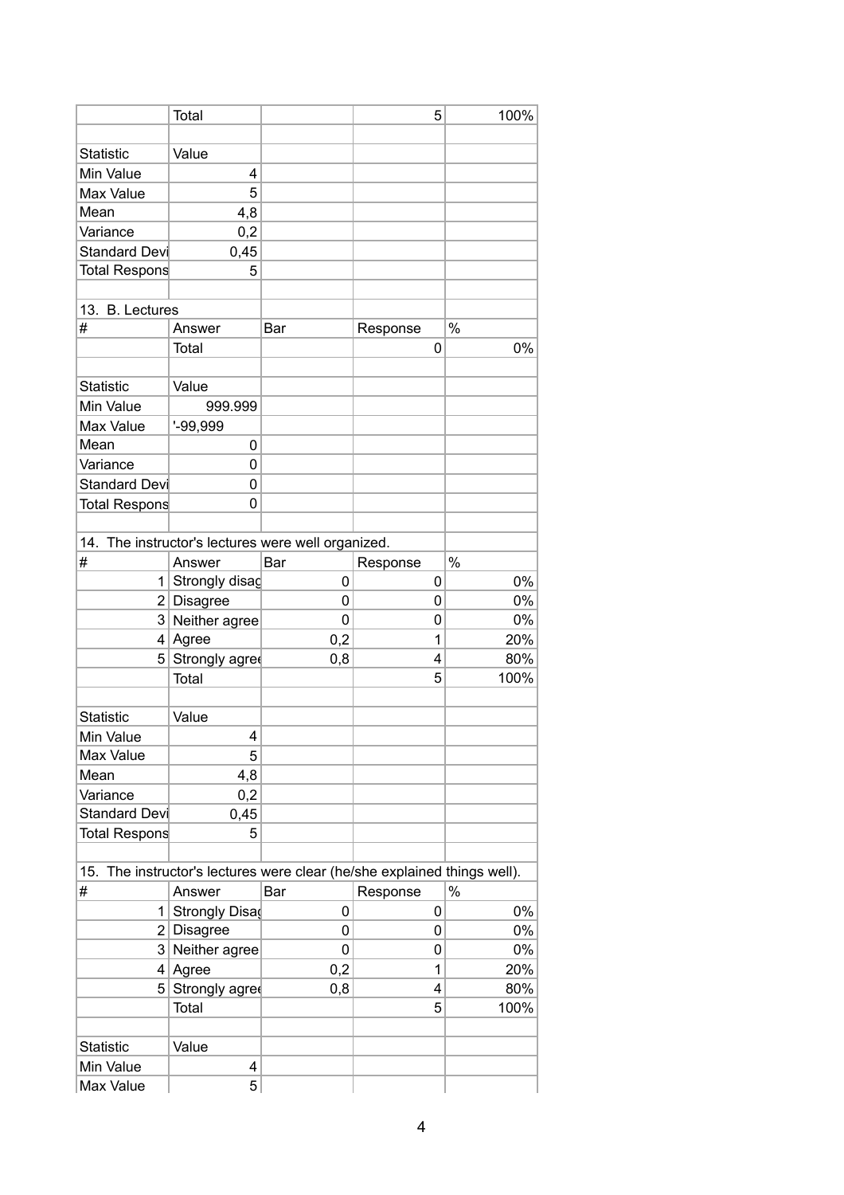|  | Total |  | 5 | 100% |
|---|---|---|---|---|
|  |  |  |  |  |
| Statistic | Value |  |  |  |
| Min Value | 4 |  |  |  |
| Max Value | 5 |  |  |  |
| Mean | 4,8 |  |  |  |
| Variance | 0,2 |  |  |  |
| Standard Devi | 0,45 |  |  |  |
| Total Respons | 5 |  |  |  |

13. B. Lectures

| # | Answer | Bar | Response | % |
|---|---|---|---|---|
|  | Total |  | 0 | 0% |
|  |  |  |  |  |
| Statistic | Value |  |  |  |
| Min Value | 999.999 |  |  |  |
| Max Value | '-99,999 |  |  |  |
| Mean | 0 |  |  |  |
| Variance | 0 |  |  |  |
| Standard Devi | 0 |  |  |  |
| Total Respons | 0 |  |  |  |

14. The instructor's lectures were well organized.

| # | Answer | Bar | Response | % |
|---|---|---|---|---|
| 1 | Strongly disag | 0 | 0 | 0% |
| 2 | Disagree | 0 | 0 | 0% |
| 3 | Neither agree | 0 | 0 | 0% |
| 4 | Agree | 0,2 | 1 | 20% |
| 5 | Strongly agree | 0,8 | 4 | 80% |
|  | Total |  | 5 | 100% |
|  |  |  |  |  |
| Statistic | Value |  |  |  |
| Min Value | 4 |  |  |  |
| Max Value | 5 |  |  |  |
| Mean | 4,8 |  |  |  |
| Variance | 0,2 |  |  |  |
| Standard Devi | 0,45 |  |  |  |
| Total Respons | 5 |  |  |  |

15. The instructor's lectures were clear (he/she explained things well).

| # | Answer | Bar | Response | % |
|---|---|---|---|---|
| 1 | Strongly Disag | 0 | 0 | 0% |
| 2 | Disagree | 0 | 0 | 0% |
| 3 | Neither agree | 0 | 0 | 0% |
| 4 | Agree | 0,2 | 1 | 20% |
| 5 | Strongly agree | 0,8 | 4 | 80% |
|  | Total |  | 5 | 100% |
|  |  |  |  |  |
| Statistic | Value |  |  |  |
| Min Value | 4 |  |  |  |
| Max Value | 5 |  |  |  |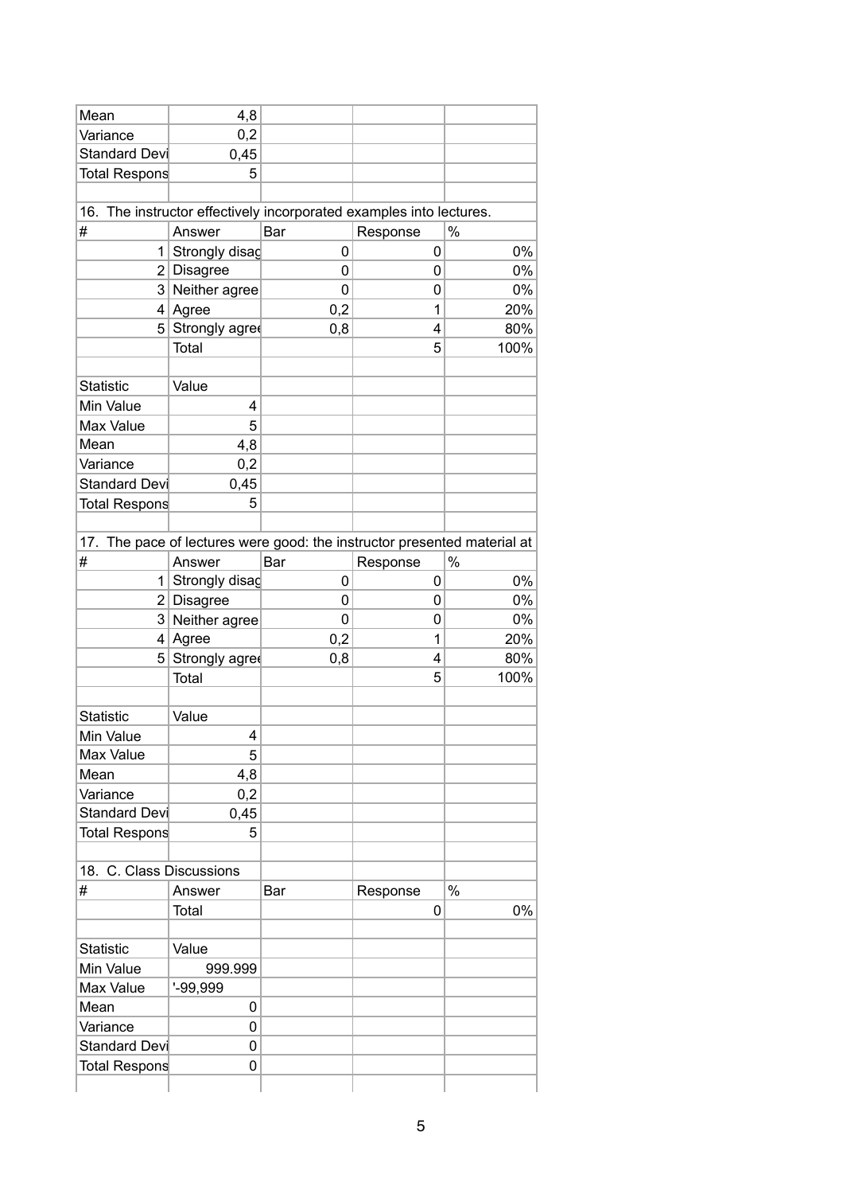| | | | | |
|---|---|---|---|---|
| Mean | 4,8 | | | |
| Variance | 0,2 | | | |
| Standard Devi | 0,45 | | | |
| Total Respons | 5 | | | |

16. The instructor effectively incorporated examples into lectures.

| # | Answer | Bar | Response | % |
|---|---|---|---|---|
| 1 | Strongly disag | 0 | 0 | 0% |
| 2 | Disagree | 0 | 0 | 0% |
| 3 | Neither agree | 0 | 0 | 0% |
| 4 | Agree | 0,2 | 1 | 20% |
| 5 | Strongly agree | 0,8 | 4 | 80% |
| | Total | | 5 | 100% |

| Statistic | Value |
|---|---|
| Min Value | 4 |
| Max Value | 5 |
| Mean | 4,8 |
| Variance | 0,2 |
| Standard Devi | 0,45 |
| Total Respons | 5 |

17. The pace of lectures were good: the instructor presented material at

| # | Answer | Bar | Response | % |
|---|---|---|---|---|
| 1 | Strongly disag | 0 | 0 | 0% |
| 2 | Disagree | 0 | 0 | 0% |
| 3 | Neither agree | 0 | 0 | 0% |
| 4 | Agree | 0,2 | 1 | 20% |
| 5 | Strongly agree | 0,8 | 4 | 80% |
| | Total | | 5 | 100% |

| Statistic | Value |
|---|---|
| Min Value | 4 |
| Max Value | 5 |
| Mean | 4,8 |
| Variance | 0,2 |
| Standard Devi | 0,45 |
| Total Respons | 5 |

18. C. Class Discussions

| # | Answer | Bar | Response | % |
|---|---|---|---|---|
| | Total | | 0 | 0% |

| Statistic | Value |
|---|---|
| Min Value | 999.999 |
| Max Value | '-99,999 |
| Mean | 0 |
| Variance | 0 |
| Standard Devi | 0 |
| Total Respons | 0 |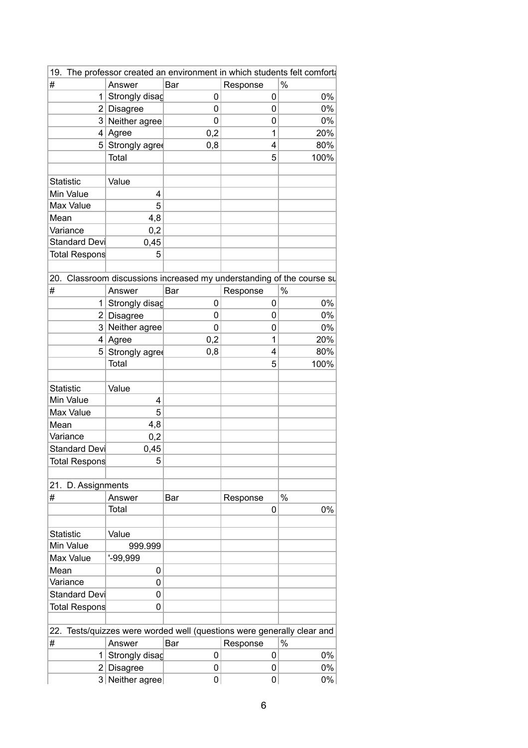| 19. The professor created an environment in which students felt comforta | | | | |
|---|---|---|---|---|
| # | Answer | Bar | Response | % |
| 1 | Strongly disag | 0 | 0 | 0% |
| 2 | Disagree | 0 | 0 | 0% |
| 3 | Neither agree | 0 | 0 | 0% |
| 4 | Agree | 0,2 | 1 | 20% |
| 5 | Strongly agree | 0,8 | 4 | 80% |
| | Total | | 5 | 100% |
| | | | | |
| Statistic | Value | | | |
| Min Value | 4 | | | |
| Max Value | 5 | | | |
| Mean | 4,8 | | | |
| Variance | 0,2 | | | |
| Standard Devi | 0,45 | | | |
| Total Respons | 5 | | | |

| 20. Classroom discussions increased my understanding of the course su | | | | |
|---|---|---|---|---|
| # | Answer | Bar | Response | % |
| 1 | Strongly disag | 0 | 0 | 0% |
| 2 | Disagree | 0 | 0 | 0% |
| 3 | Neither agree | 0 | 0 | 0% |
| 4 | Agree | 0,2 | 1 | 20% |
| 5 | Strongly agree | 0,8 | 4 | 80% |
| | Total | | 5 | 100% |
| | | | | |
| Statistic | Value | | | |
| Min Value | 4 | | | |
| Max Value | 5 | | | |
| Mean | 4,8 | | | |
| Variance | 0,2 | | | |
| Standard Devi | 0,45 | | | |
| Total Respons | 5 | | | |

| 21. D. Assignments | | | | |
|---|---|---|---|---|
| # | Answer | Bar | Response | % |
| | Total | | 0 | 0% |
| | | | | |
| Statistic | Value | | | |
| Min Value | 999.999 | | | |
| Max Value | '-99,999 | | | |
| Mean | 0 | | | |
| Variance | 0 | | | |
| Standard Devi | 0 | | | |
| Total Respons | 0 | | | |

| 22. Tests/quizzes were worded well (questions were generally clear and | | | | |
|---|---|---|---|---|
| # | Answer | Bar | Response | % |
| 1 | Strongly disag | 0 | 0 | 0% |
| 2 | Disagree | 0 | 0 | 0% |
| 3 | Neither agree | 0 | 0 | 0% |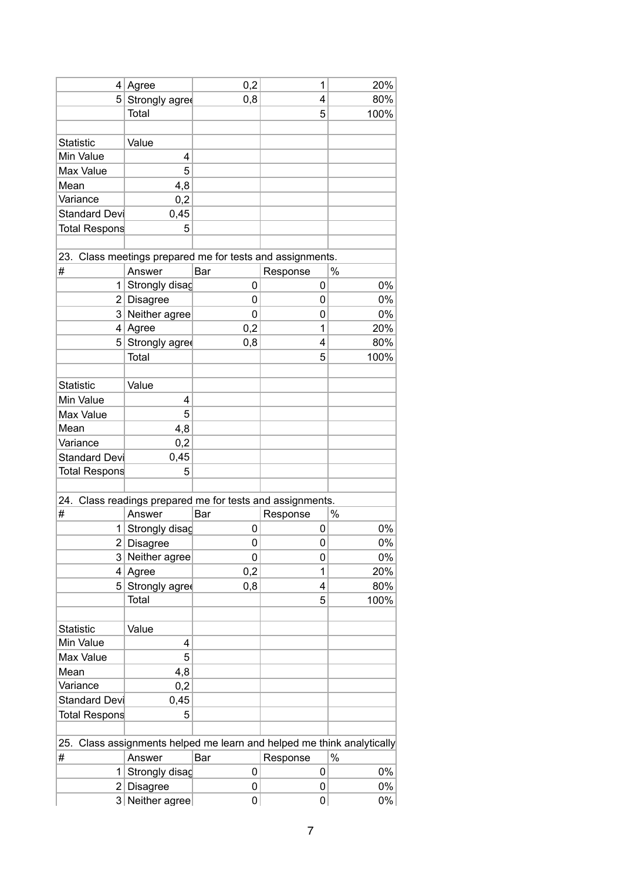| | | | | |
|---|---|---|---|---|
| 4 | Agree | 0,2 | 1 | 20% |
| 5 | Strongly agree | 0,8 | 4 | 80% |
| | Total | | 5 | 100% |

| Statistic | Value |
|---|---|
| Min Value | 4 |
| Max Value | 5 |
| Mean | 4,8 |
| Variance | 0,2 |
| Standard Devi | 0,45 |
| Total Respons | 5 |

23. Class meetings prepared me for tests and assignments.

| # | Answer | Bar | Response | % |
|---|---|---|---|---|
| 1 | Strongly disag | 0 | 0 | 0% |
| 2 | Disagree | 0 | 0 | 0% |
| 3 | Neither agree | 0 | 0 | 0% |
| 4 | Agree | 0,2 | 1 | 20% |
| 5 | Strongly agree | 0,8 | 4 | 80% |
| | Total | | 5 | 100% |

| Statistic | Value |
|---|---|
| Min Value | 4 |
| Max Value | 5 |
| Mean | 4,8 |
| Variance | 0,2 |
| Standard Devi | 0,45 |
| Total Respons | 5 |

24. Class readings prepared me for tests and assignments.

| # | Answer | Bar | Response | % |
|---|---|---|---|---|
| 1 | Strongly disag | 0 | 0 | 0% |
| 2 | Disagree | 0 | 0 | 0% |
| 3 | Neither agree | 0 | 0 | 0% |
| 4 | Agree | 0,2 | 1 | 20% |
| 5 | Strongly agree | 0,8 | 4 | 80% |
| | Total | | 5 | 100% |

| Statistic | Value |
|---|---|
| Min Value | 4 |
| Max Value | 5 |
| Mean | 4,8 |
| Variance | 0,2 |
| Standard Devi | 0,45 |
| Total Respons | 5 |

25. Class assignments helped me learn and helped me think analytically

| # | Answer | Bar | Response | % |
|---|---|---|---|---|
| 1 | Strongly disag | 0 | 0 | 0% |
| 2 | Disagree | 0 | 0 | 0% |
| 3 | Neither agree | 0 | 0 | 0% |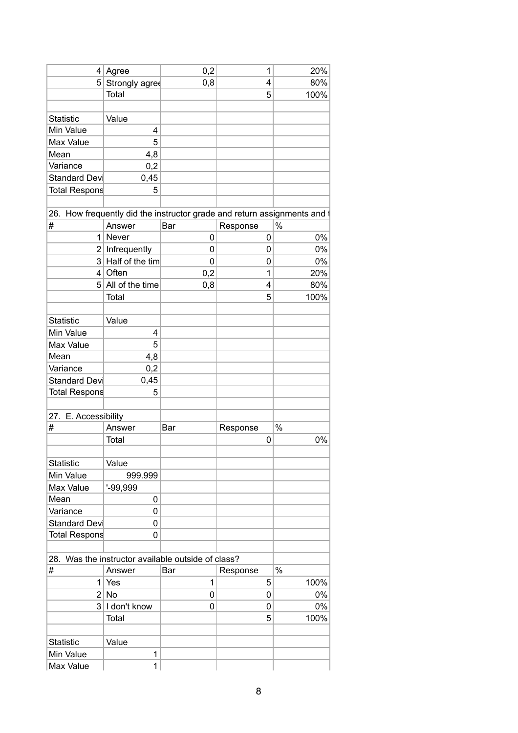| | | | | |
|---|---|---|---|---|
| 4 | Agree | 0,2 | 1 | 20% |
| 5 | Strongly agree | 0,8 | 4 | 80% |
| | Total | | 5 | 100% |
| | | | | |
| Statistic | Value | | | |
| Min Value | 4 | | | |
| Max Value | 5 | | | |
| Mean | 4,8 | | | |
| Variance | 0,2 | | | |
| Standard Devi | 0,45 | | | |
| Total Respons | 5 | | | |

26. How frequently did the instructor grade and return assignments and t

| # | Answer | Bar | Response | % |
|---|---|---|---|---|
| 1 | Never | 0 | 0 | 0% |
| 2 | Infrequently | 0 | 0 | 0% |
| 3 | Half of the tim | 0 | 0 | 0% |
| 4 | Often | 0,2 | 1 | 20% |
| 5 | All of the time | 0,8 | 4 | 80% |
| | Total | | 5 | 100% |

| Statistic | Value |
|---|---|
| Min Value | 4 |
| Max Value | 5 |
| Mean | 4,8 |
| Variance | 0,2 |
| Standard Devi | 0,45 |
| Total Respons | 5 |

27. E. Accessibility

| # | Answer | Bar | Response | % |
|---|---|---|---|---|
| | Total | | 0 | 0% |

| Statistic | Value |
|---|---|
| Min Value | 999.999 |
| Max Value | '-99,999 |
| Mean | 0 |
| Variance | 0 |
| Standard Devi | 0 |
| Total Respons | 0 |

28. Was the instructor available outside of class?

| # | Answer | Bar | Response | % |
|---|---|---|---|---|
| 1 | Yes | 1 | 5 | 100% |
| 2 | No | 0 | 0 | 0% |
| 3 | I don't know | 0 | 0 | 0% |
| | Total | | 5 | 100% |

| Statistic | Value |
|---|---|
| Min Value | 1 |
| Max Value | 1 |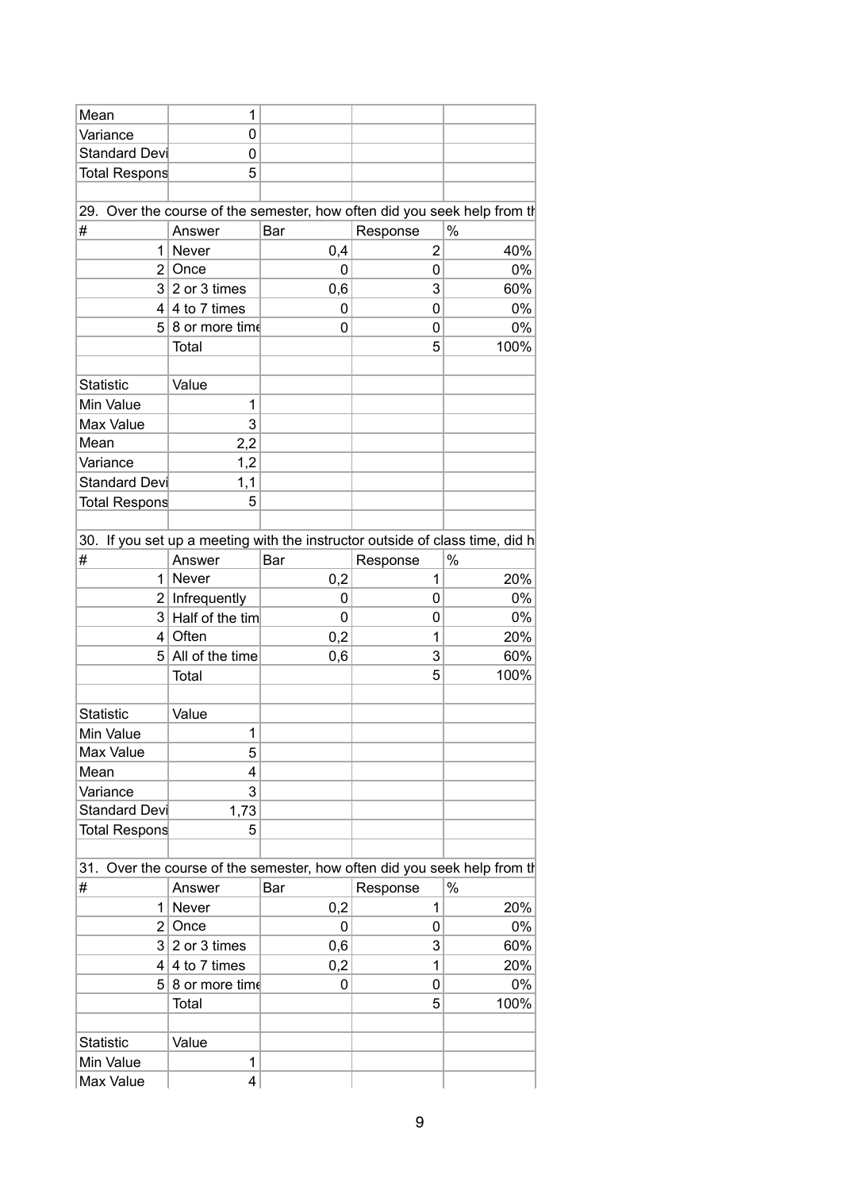| | | | | |
|---|---|---|---|---|
| Mean | 1 | | | |
| Variance | 0 | | | |
| Standard Devi | 0 | | | |
| Total Respons | 5 | | | |

29. Over the course of the semester, how often did you seek help from th

| # | Answer | Bar | Response | % |
|---|---|---|---|---|
| 1 | Never | 0,4 | 2 | 40% |
| 2 | Once | 0 | 0 | 0% |
| 3 | 2 or 3 times | 0,6 | 3 | 60% |
| 4 | 4 to 7 times | 0 | 0 | 0% |
| 5 | 8 or more time | 0 | 0 | 0% |
| | Total | | 5 | 100% |

| Statistic | Value |
|---|---|
| Min Value | 1 |
| Max Value | 3 |
| Mean | 2,2 |
| Variance | 1,2 |
| Standard Devi | 1,1 |
| Total Respons | 5 |

30. If you set up a meeting with the instructor outside of class time, did h

| # | Answer | Bar | Response | % |
|---|---|---|---|---|
| 1 | Never | 0,2 | 1 | 20% |
| 2 | Infrequently | 0 | 0 | 0% |
| 3 | Half of the tim | 0 | 0 | 0% |
| 4 | Often | 0,2 | 1 | 20% |
| 5 | All of the time | 0,6 | 3 | 60% |
| | Total | | 5 | 100% |

| Statistic | Value |
|---|---|
| Min Value | 1 |
| Max Value | 5 |
| Mean | 4 |
| Variance | 3 |
| Standard Devi | 1,73 |
| Total Respons | 5 |

31. Over the course of the semester, how often did you seek help from th

| # | Answer | Bar | Response | % |
|---|---|---|---|---|
| 1 | Never | 0,2 | 1 | 20% |
| 2 | Once | 0 | 0 | 0% |
| 3 | 2 or 3 times | 0,6 | 3 | 60% |
| 4 | 4 to 7 times | 0,2 | 1 | 20% |
| 5 | 8 or more time | 0 | 0 | 0% |
| | Total | | 5 | 100% |

| Statistic | Value |
|---|---|
| Min Value | 1 |
| Max Value | 4 |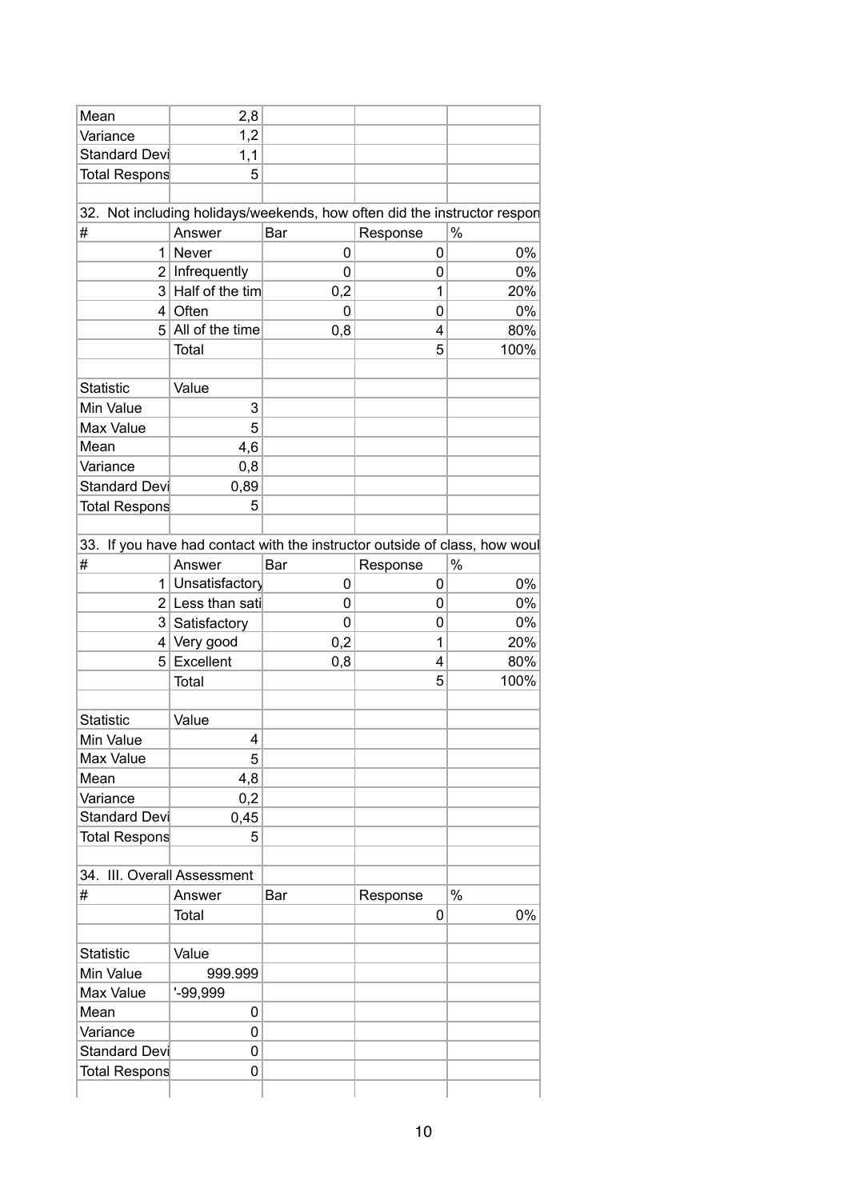| Mean | 2,8 | | | |
|---|---|---|---|---|
| Variance | 1,2 | | | |
| Standard Devi | 1,1 | | | |
| Total Respons | 5 | | | |
| | | | | |
| 32. Not including holidays/weekends, how often did the instructor respon | | | | |
| # | Answer | Bar | Response | % |
| 1 | Never | 0 | 0 | 0% |
| 2 | Infrequently | 0 | 0 | 0% |
| 3 | Half of the tim | 0,2 | 1 | 20% |
| 4 | Often | 0 | 0 | 0% |
| 5 | All of the time | 0,8 | 4 | 80% |
| | Total | | 5 | 100% |
| | | | | |
| Statistic | Value | | | |
| Min Value | 3 | | | |
| Max Value | 5 | | | |
| Mean | 4,6 | | | |
| Variance | 0,8 | | | |
| Standard Devi | 0,89 | | | |
| Total Respons | 5 | | | |
| | | | | |
| 33. If you have had contact with the instructor outside of class, how woul | | | | |
| # | Answer | Bar | Response | % |
| 1 | Unsatisfactory | 0 | 0 | 0% |
| 2 | Less than sati | 0 | 0 | 0% |
| 3 | Satisfactory | 0 | 0 | 0% |
| 4 | Very good | 0,2 | 1 | 20% |
| 5 | Excellent | 0,8 | 4 | 80% |
| | Total | | 5 | 100% |
| | | | | |
| Statistic | Value | | | |
| Min Value | 4 | | | |
| Max Value | 5 | | | |
| Mean | 4,8 | | | |
| Variance | 0,2 | | | |
| Standard Devi | 0,45 | | | |
| Total Respons | 5 | | | |
| | | | | |
| 34. III. Overall Assessment | | | | |
| # | Answer | Bar | Response | % |
| | Total | | 0 | 0% |
| | | | | |
| Statistic | Value | | | |
| Min Value | 999.999 | | | |
| Max Value | '-99,999 | | | |
| Mean | 0 | | | |
| Variance | 0 | | | |
| Standard Devi | 0 | | | |
| Total Respons | 0 | | | |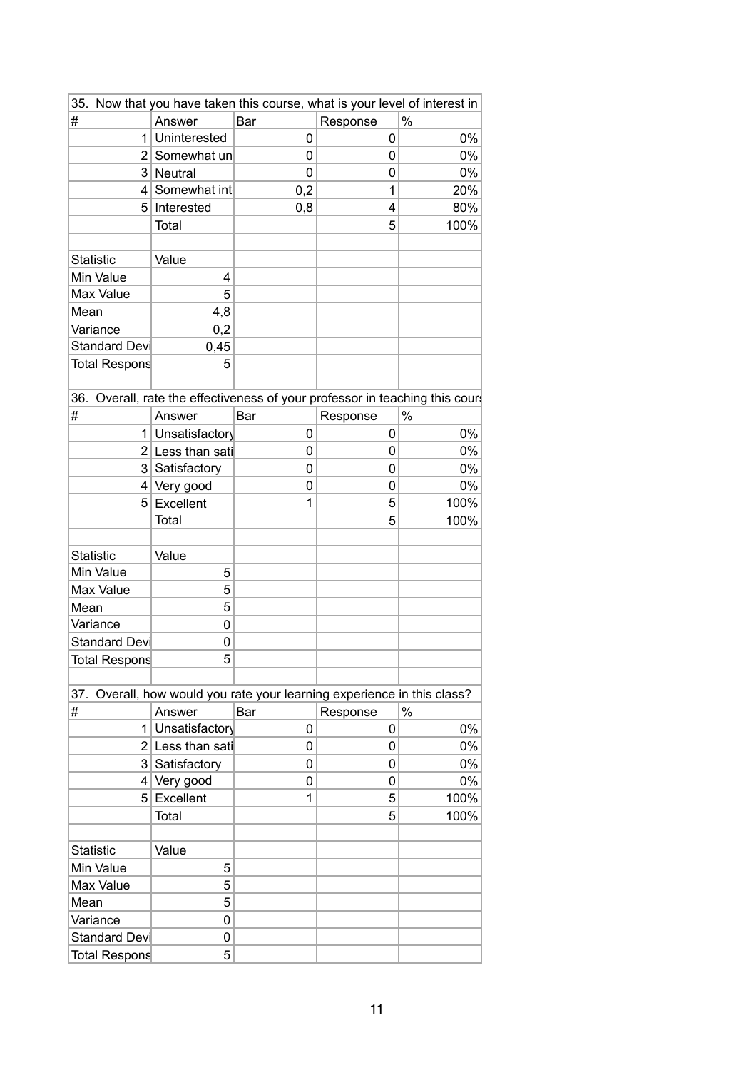| 35. Now that you have taken this course, what is your level of interest in | | | | |
|---|---|---|---|---|
| # | Answer | Bar | Response | % |
| 1 | Uninterested | 0 | 0 | 0% |
| 2 | Somewhat un | 0 | 0 | 0% |
| 3 | Neutral | 0 | 0 | 0% |
| 4 | Somewhat int | 0,2 | 1 | 20% |
| 5 | Interested | 0,8 | 4 | 80% |
| | Total | | 5 | 100% |
| | | | | |
| Statistic | Value | | | |
| Min Value | 4 | | | |
| Max Value | 5 | | | |
| Mean | 4,8 | | | |
| Variance | 0,2 | | | |
| Standard Devi | 0,45 | | | |
| Total Respons | 5 | | | |

| 36. Overall, rate the effectiveness of your professor in teaching this cour | | | | |
|---|---|---|---|---|
| # | Answer | Bar | Response | % |
| 1 | Unsatisfactory | 0 | 0 | 0% |
| 2 | Less than sati | 0 | 0 | 0% |
| 3 | Satisfactory | 0 | 0 | 0% |
| 4 | Very good | 0 | 0 | 0% |
| 5 | Excellent | 1 | 5 | 100% |
| | Total | | 5 | 100% |
| | | | | |
| Statistic | Value | | | |
| Min Value | 5 | | | |
| Max Value | 5 | | | |
| Mean | 5 | | | |
| Variance | 0 | | | |
| Standard Devi | 0 | | | |
| Total Respons | 5 | | | |

| 37. Overall, how would you rate your learning experience in this class? | | | | |
|---|---|---|---|---|
| # | Answer | Bar | Response | % |
| 1 | Unsatisfactory | 0 | 0 | 0% |
| 2 | Less than sati | 0 | 0 | 0% |
| 3 | Satisfactory | 0 | 0 | 0% |
| 4 | Very good | 0 | 0 | 0% |
| 5 | Excellent | 1 | 5 | 100% |
| | Total | | 5 | 100% |
| | | | | |
| Statistic | Value | | | |
| Min Value | 5 | | | |
| Max Value | 5 | | | |
| Mean | 5 | | | |
| Variance | 0 | | | |
| Standard Devi | 0 | | | |
| Total Respons | 5 | | | |